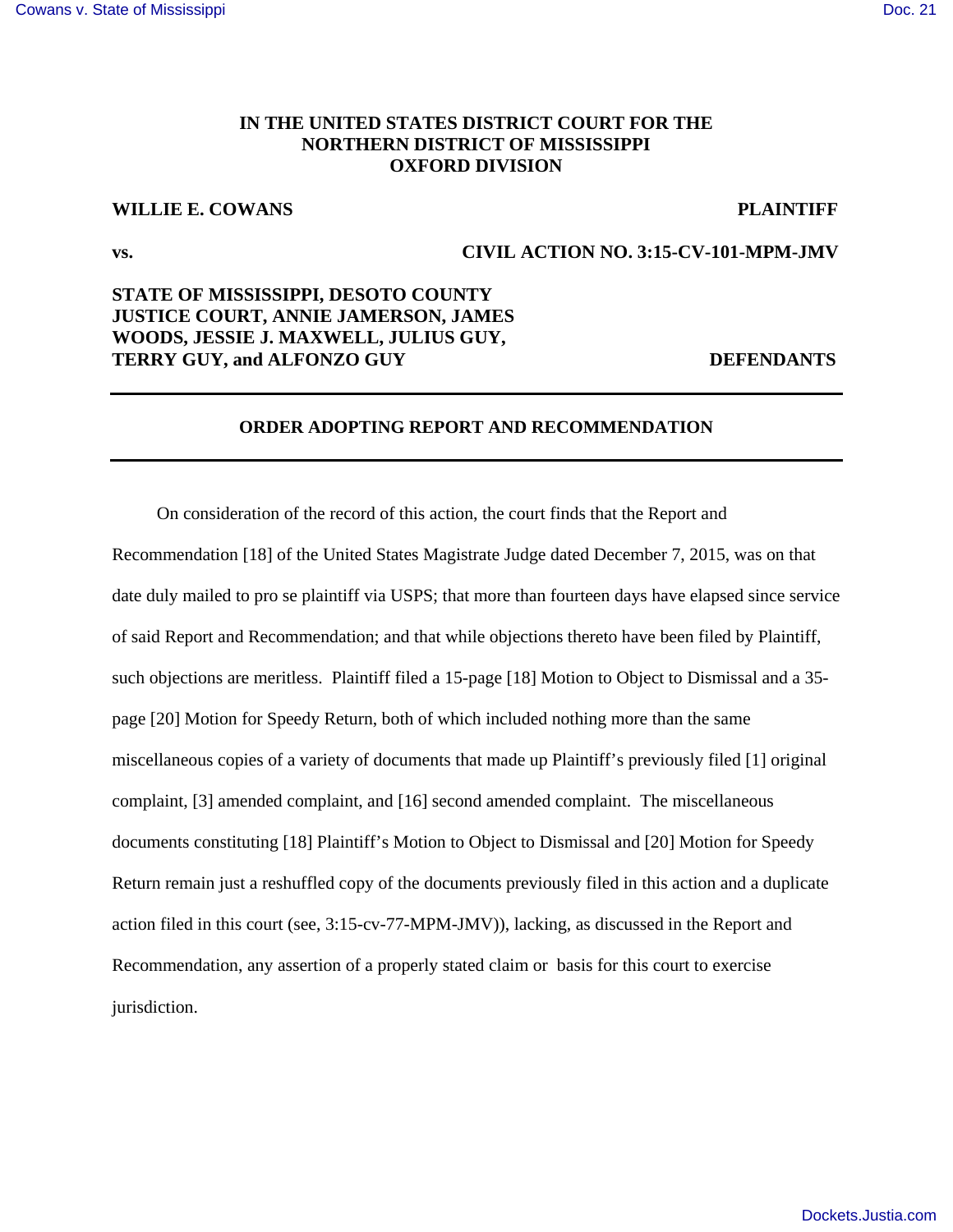**IN THE UNITED STATES DISTRICT COURT FOR THE NORTHERN DISTRICT OF MISSISSIPPI OXFORD DIVISION**

**WILLIE E. COWANS** **PLAINTIFF**

**vs.** **CIVIL ACTION NO. 3:15-CV-101-MPM-JMV**

**STATE OF MISSISSIPPI, DESOTO COUNTY JUSTICE COURT, ANNIE JAMERSON, JAMES WOODS, JESSIE J. MAXWELL, JULIUS GUY, TERRY GUY, and ALFONZO GUY** **DEFENDANTS**

---

**ORDER ADOPTING REPORT AND RECOMMENDATION**

---

On consideration of the record of this action, the court finds that the Report and Recommendation [18] of the United States Magistrate Judge dated December 7, 2015, was on that date duly mailed to pro se plaintiff via USPS; that more than fourteen days have elapsed since service of said Report and Recommendation; and that while objections thereto have been filed by Plaintiff, such objections are meritless. Plaintiff filed a 15-page [18] Motion to Object to Dismissal and a 35-page [20] Motion for Speedy Return, both of which included nothing more than the same miscellaneous copies of a variety of documents that made up Plaintiff's previously filed [1] original complaint, [3] amended complaint, and [16] second amended complaint. The miscellaneous documents constituting [18] Plaintiff's Motion to Object to Dismissal and [20] Motion for Speedy Return remain just a reshuffled copy of the documents previously filed in this action and a duplicate action filed in this court (see, 3:15-cv-77-MPM-JMV)), lacking, as discussed in the Report and Recommendation, any assertion of a properly stated claim or basis for this court to exercise jurisdiction.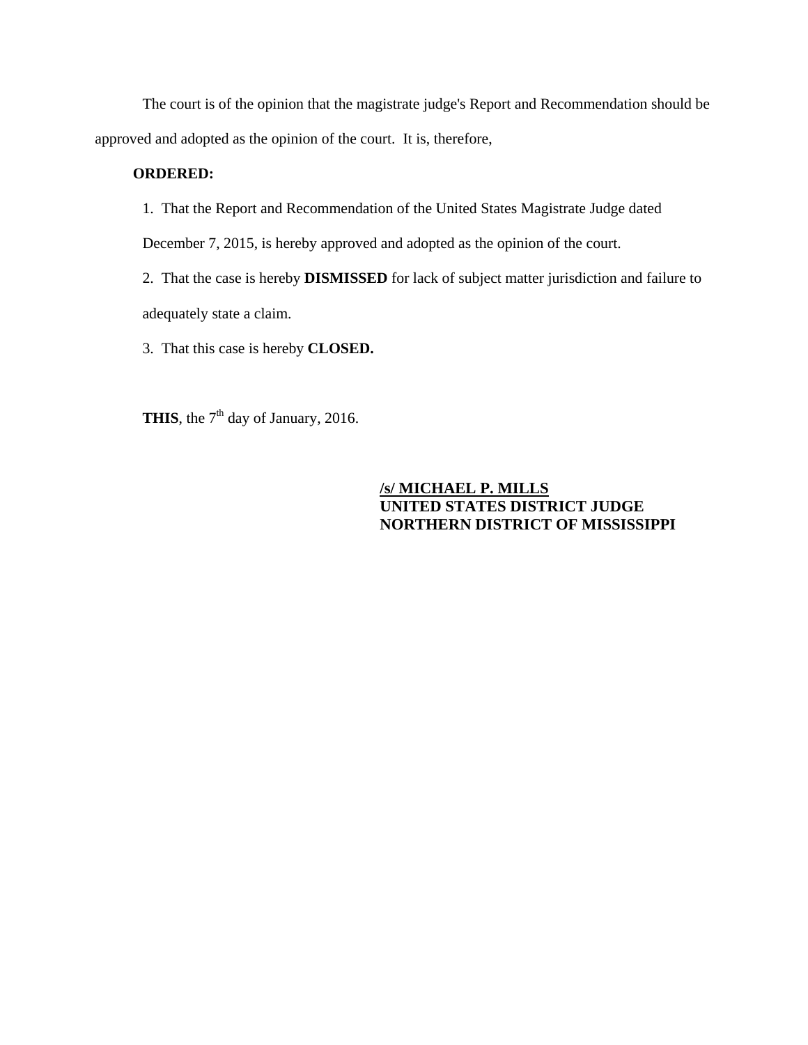The court is of the opinion that the magistrate judge's Report and Recommendation should be approved and adopted as the opinion of the court. It is, therefore,

**ORDERED:**

1. That the Report and Recommendation of the United States Magistrate Judge dated December 7, 2015, is hereby approved and adopted as the opinion of the court.
2. That the case is hereby **DISMISSED** for lack of subject matter jurisdiction and failure to adequately state a claim.
3. That this case is hereby **CLOSED.**

**THIS**, the 7th day of January, 2016.

**/s/ MICHAEL P. MILLS**
**UNITED STATES DISTRICT JUDGE**
**NORTHERN DISTRICT OF MISSISSIPPI**